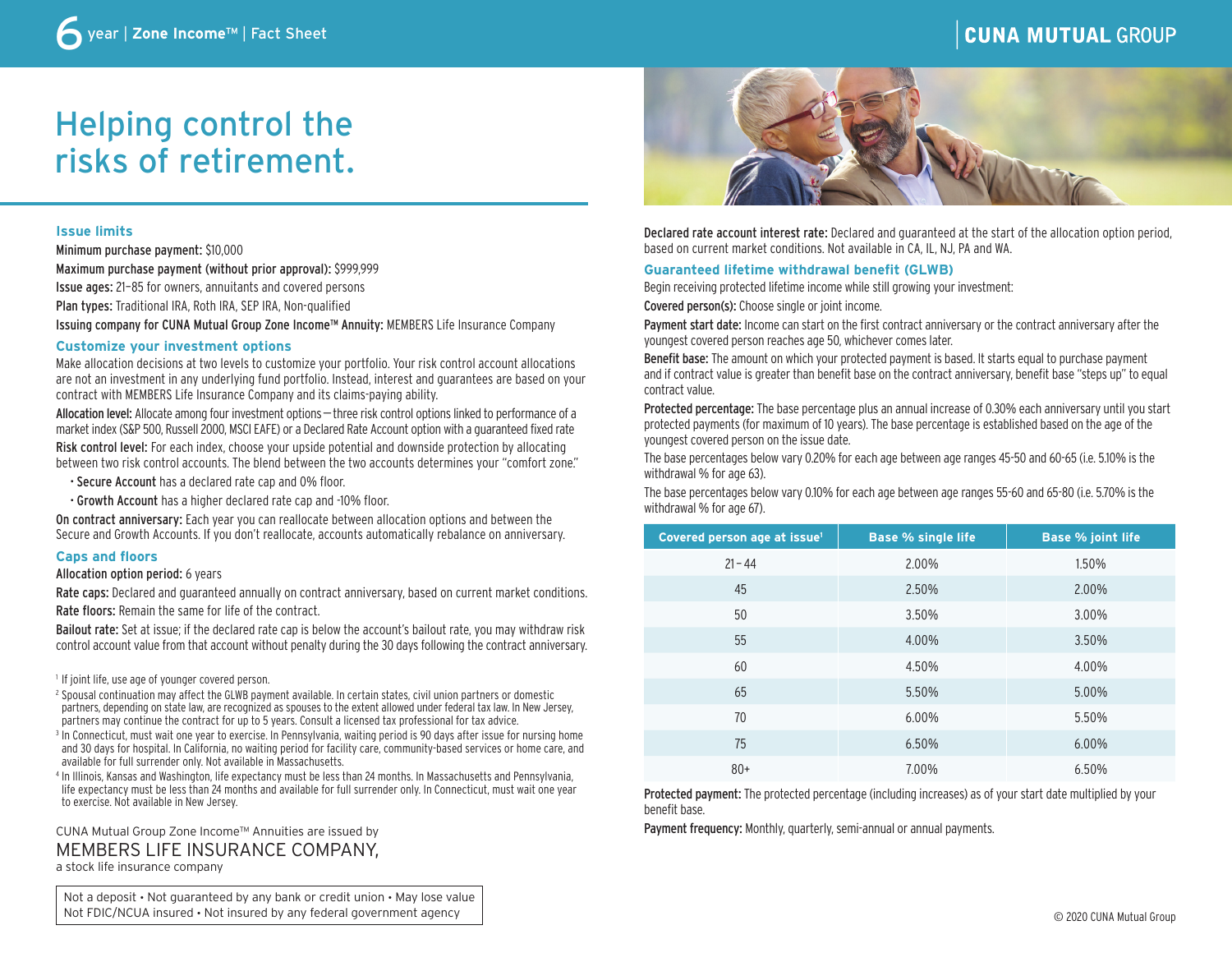# 6 year | Zone Income™ | Fact Sheet

CUNA MUTUAL GROUP

# Helping control the risks of retirement.

### Issue limits

**Minimum purchase payment:** $10,000

**Maximum purchase payment (without prior approval):** $999,999

**Issue ages:** 21–85 for owners, annuitants and covered persons

**Plan types:** Traditional IRA, Roth IRA, SEP IRA, Non-qualified

**Issuing company for CUNA Mutual Group Zone Income™ Annuity:** MEMBERS Life Insurance Company

### Customize your investment options

Make allocation decisions at two levels to customize your portfolio. Your risk control account allocations are not an investment in any underlying fund portfolio. Instead, interest and guarantees are based on your contract with MEMBERS Life Insurance Company and its claims-paying ability.

**Allocation level:** Allocate among four investment options—three risk control options linked to performance of a market index (S&P 500, Russell 2000, MSCI EAFE) or a Declared Rate Account option with a guaranteed fixed rate

**Risk control level:** For each index, choose your upside potential and downside protection by allocating between two risk control accounts. The blend between the two accounts determines your "comfort zone."

- **Secure Account** has a declared rate cap and 0% floor.
- **Growth Account** has a higher declared rate cap and -10% floor.

**On contract anniversary:** Each year you can reallocate between allocation options and between the Secure and Growth Accounts. If you don't reallocate, accounts automatically rebalance on anniversary.

### Caps and floors

**Allocation option period:** 6 years

**Rate caps:** Declared and guaranteed annually on contract anniversary, based on current market conditions.

**Rate floors:** Remain the same for life of the contract.

**Bailout rate:** Set at issue; if the declared rate cap is below the account's bailout rate, you may withdraw risk control account value from that account without penalty during the 30 days following the contract anniversary.

**Declared rate account interest rate:** Declared and guaranteed at the start of the allocation option period, based on current market conditions. Not available in CA, IL, NJ, PA and WA.

### Guaranteed lifetime withdrawal benefit (GLWB)

Begin receiving protected lifetime income while still growing your investment:

**Covered person(s):** Choose single or joint income.

**Payment start date:** Income can start on the first contract anniversary or the contract anniversary after the youngest covered person reaches age 50, whichever comes later.

**Benefit base:** The amount on which your protected payment is based. It starts equal to purchase payment and if contract value is greater than benefit base on the contract anniversary, benefit base "steps up" to equal contract value.

**Protected percentage:** The base percentage plus an annual increase of 0.30% each anniversary until you start protected payments (for maximum of 10 years). The base percentage is established based on the age of the youngest covered person on the issue date.

The base percentages below vary 0.20% for each age between age ranges 45-50 and 60-65 (i.e. 5.10% is the withdrawal % for age 63).

The base percentages below vary 0.10% for each age between age ranges 55-60 and 65-80 (i.e. 5.70% is the withdrawal % for age 67).

| Covered person age at issue[1] | Base % single life | Base % joint life |
|---|---|---|
| 21 – 44 | 2.00% | 1.50% |
| 45 | 2.50% | 2.00% |
| 50 | 3.50% | 3.00% |
| 55 | 4.00% | 3.50% |
| 60 | 4.50% | 4.00% |
| 65 | 5.50% | 5.00% |
| 70 | 6.00% | 5.50% |
| 75 | 6.50% | 6.00% |
| 80+ | 7.00% | 6.50% |

**Protected payment:** The protected percentage (including increases) as of your start date multiplied by your benefit base.

**Payment frequency:** Monthly, quarterly, semi-annual or annual payments.

[1] If joint life, use age of younger covered person.

[2] Spousal continuation may affect the GLWB payment available. In certain states, civil union partners or domestic partners, depending on state law, are recognized as spouses to the extent allowed under federal tax law. In New Jersey, partners may continue the contract for up to 5 years. Consult a licensed tax professional for tax advice.

[3] In Connecticut, must wait one year to exercise. In Pennsylvania, waiting period is 90 days after issue for nursing home and 30 days for hospital. In California, no waiting period for facility care, community-based services or home care, and available for full surrender only. Not available in Massachusetts.

[4] In Illinois, Kansas and Washington, life expectancy must be less than 24 months. In Massachusetts and Pennsylvania, life expectancy must be less than 24 months and available for full surrender only. In Connecticut, must wait one year to exercise. Not available in New Jersey.

CUNA Mutual Group Zone Income™ Annuities are issued by
MEMBERS LIFE INSURANCE COMPANY,
a stock life insurance company

Not a deposit • Not guaranteed by any bank or credit union • May lose value
Not FDIC/NCUA insured • Not insured by any federal government agency

© 2020 CUNA Mutual Group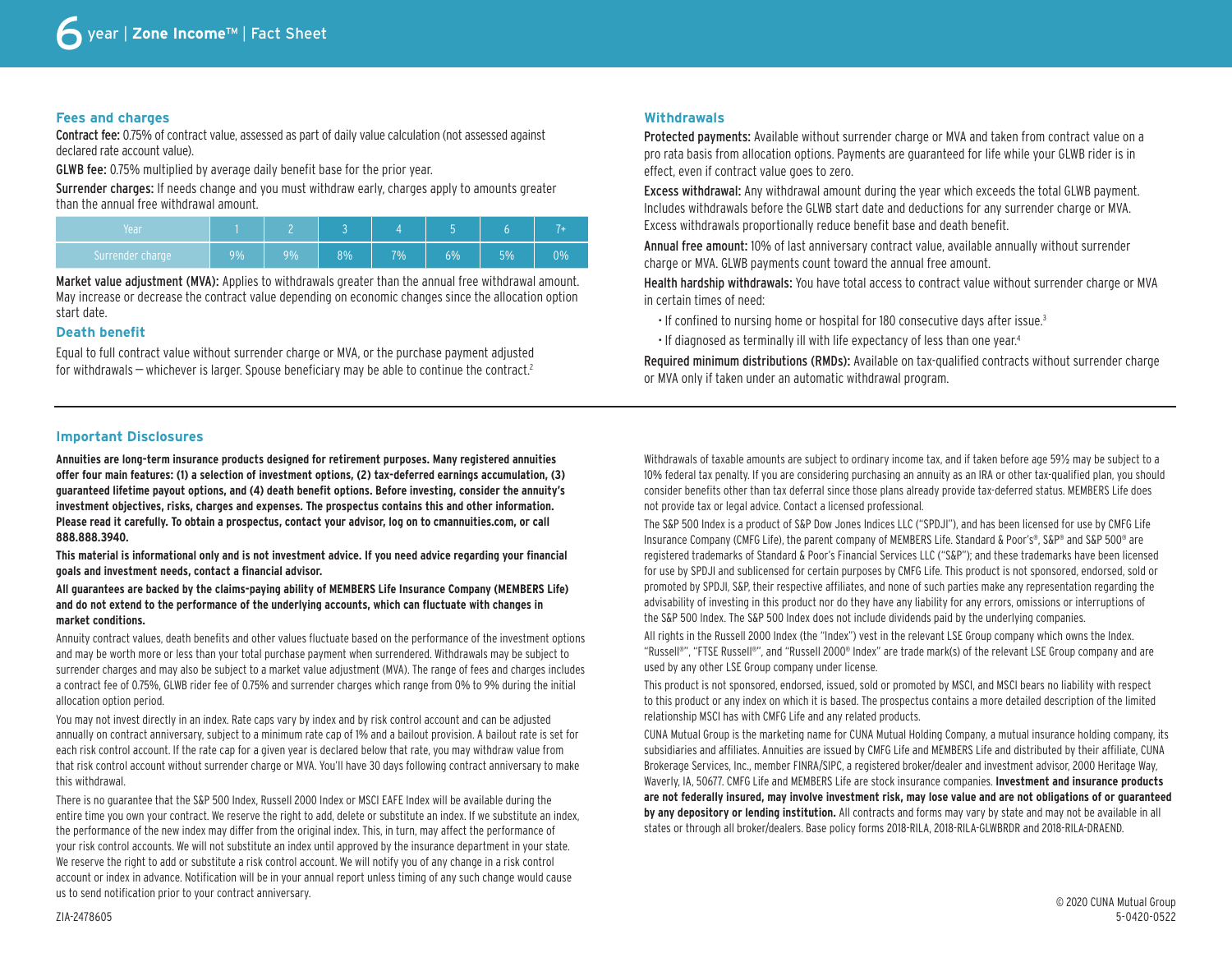## Fees and charges

**Contract fee:** 0.75% of contract value, assessed as part of daily value calculation (not assessed against declared rate account value).

**GLWB fee:** 0.75% multiplied by average daily benefit base for the prior year.

**Surrender charges:** If needs change and you must withdraw early, charges apply to amounts greater than the annual free withdrawal amount.

| Year | 1 | 2 | 3 | 4 | 5 | 6 | 7+ |
|---|---|---|---|---|---|---|---|
| Surrender charge | 9% | 9% | 8% | 7% | 6% | 5% | 0% |

**Market value adjustment (MVA):** Applies to withdrawals greater than the annual free withdrawal amount. May increase or decrease the contract value depending on economic changes since the allocation option start date.

## Death benefit

Equal to full contract value without surrender charge or MVA, or the purchase payment adjusted for withdrawals — whichever is larger. Spouse beneficiary may be able to continue the contract.[2]

## Withdrawals

**Protected payments:** Available without surrender charge or MVA and taken from contract value on a pro rata basis from allocation options. Payments are guaranteed for life while your GLWB rider is in effect, even if contract value goes to zero.

**Excess withdrawal:** Any withdrawal amount during the year which exceeds the total GLWB payment. Includes withdrawals before the GLWB start date and deductions for any surrender charge or MVA. Excess withdrawals proportionally reduce benefit base and death benefit.

**Annual free amount:** 10% of last anniversary contract value, available annually without surrender charge or MVA. GLWB payments count toward the annual free amount.

**Health hardship withdrawals:** You have total access to contract value without surrender charge or MVA in certain times of need:

- If confined to nursing home or hospital for 180 consecutive days after issue.[3]
- If diagnosed as terminally ill with life expectancy of less than one year.[4]

**Required minimum distributions (RMDs):** Available on tax-qualified contracts without surrender charge or MVA only if taken under an automatic withdrawal program.

## Important Disclosures

**Annuities are long-term insurance products designed for retirement purposes. Many registered annuities offer four main features: (1) a selection of investment options, (2) tax-deferred earnings accumulation, (3) guaranteed lifetime payout options, and (4) death benefit options. Before investing, consider the annuity's investment objectives, risks, charges and expenses. The prospectus contains this and other information. Please read it carefully. To obtain a prospectus, contact your advisor, log on to cmannuities.com, or call 888.888.3940.**

**This material is informational only and is not investment advice. If you need advice regarding your financial goals and investment needs, contact a financial advisor.**

**All guarantees are backed by the claims-paying ability of MEMBERS Life Insurance Company (MEMBERS Life) and do not extend to the performance of the underlying accounts, which can fluctuate with changes in market conditions.**

Annuity contract values, death benefits and other values fluctuate based on the performance of the investment options and may be worth more or less than your total purchase payment when surrendered. Withdrawals may be subject to surrender charges and may also be subject to a market value adjustment (MVA). The range of fees and charges includes a contract fee of 0.75%, GLWB rider fee of 0.75% and surrender charges which range from 0% to 9% during the initial allocation option period.

You may not invest directly in an index. Rate caps vary by index and by risk control account and can be adjusted annually on contract anniversary, subject to a minimum rate cap of 1% and a bailout provision. A bailout rate is set for each risk control account. If the rate cap for a given year is declared below that rate, you may withdraw value from that risk control account without surrender charge or MVA. You'll have 30 days following contract anniversary to make this withdrawal.

There is no guarantee that the S&P 500 Index, Russell 2000 Index or MSCI EAFE Index will be available during the entire time you own your contract. We reserve the right to add, delete or substitute an index. If we substitute an index, the performance of the new index may differ from the original index. This, in turn, may affect the performance of your risk control accounts. We will not substitute an index until approved by the insurance department in your state. We reserve the right to add or substitute a risk control account. We will notify you of any change in a risk control account or index in advance. Notification will be in your annual report unless timing of any such change would cause us to send notification prior to your contract anniversary.

Withdrawals of taxable amounts are subject to ordinary income tax, and if taken before age 59½ may be subject to a 10% federal tax penalty. If you are considering purchasing an annuity as an IRA or other tax-qualified plan, you should consider benefits other than tax deferral since those plans already provide tax-deferred status. MEMBERS Life does not provide tax or legal advice. Contact a licensed professional.

The S&P 500 Index is a product of S&P Dow Jones Indices LLC ("SPDJI"), and has been licensed for use by CMFG Life Insurance Company (CMFG Life), the parent company of MEMBERS Life. Standard & Poor's®, S&P® and S&P 500® are registered trademarks of Standard & Poor's Financial Services LLC ("S&P"); and these trademarks have been licensed for use by SPDJI and sublicensed for certain purposes by CMFG Life. This product is not sponsored, endorsed, sold or promoted by SPDJI, S&P, their respective affiliates, and none of such parties make any representation regarding the advisability of investing in this product nor do they have any liability for any errors, omissions or interruptions of the S&P 500 Index. The S&P 500 Index does not include dividends paid by the underlying companies.

All rights in the Russell 2000 Index (the "Index") vest in the relevant LSE Group company which owns the Index. "Russell®", "FTSE Russell®", and "Russell 2000® Index" are trade mark(s) of the relevant LSE Group company and are used by any other LSE Group company under license.

This product is not sponsored, endorsed, issued, sold or promoted by MSCI, and MSCI bears no liability with respect to this product or any index on which it is based. The prospectus contains a more detailed description of the limited relationship MSCI has with CMFG Life and any related products.

CUNA Mutual Group is the marketing name for CUNA Mutual Holding Company, a mutual insurance holding company, its subsidiaries and affiliates. Annuities are issued by CMFG Life and MEMBERS Life and distributed by their affiliate, CUNA Brokerage Services, Inc., member FINRA/SIPC, a registered broker/dealer and investment advisor, 2000 Heritage Way, Waverly, IA, 50677. CMFG Life and MEMBERS Life are stock insurance companies. **Investment and insurance products are not federally insured, may involve investment risk, may lose value and are not obligations of or guaranteed by any depository or lending institution.** All contracts and forms may vary by state and may not be available in all states or through all broker/dealers. Base policy forms 2018-RILA, 2018-RILA-GLWBRDR and 2018-RILA-DRAEND.

ZIA-2478605

© 2020 CUNA Mutual Group
5-0420-0522